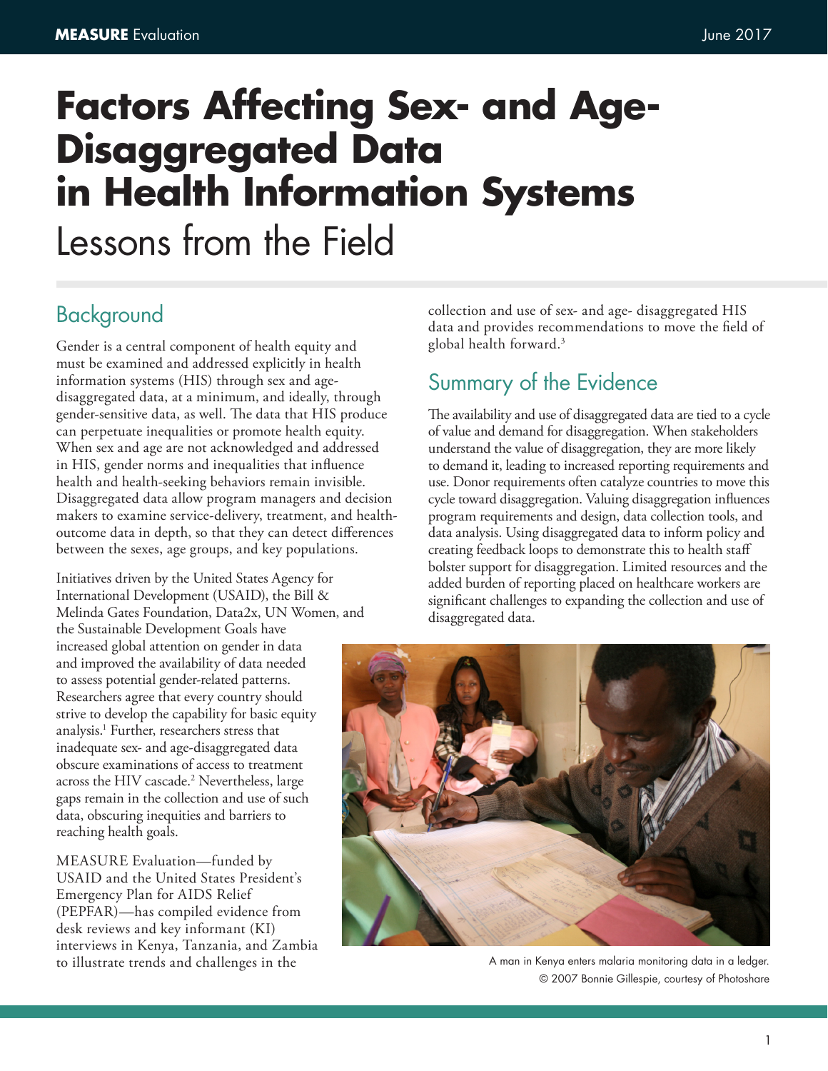# Factors Affecting Sex- and Age-Disaggregated Data in Health Information Systems

Lessons from the Field

## Background

Gender is a central component of health equity and must be examined and addressed explicitly in health information systems (HIS) through sex and age-disaggregated data, at a minimum, and ideally, through gender-sensitive data, as well. The data that HIS produce can perpetuate inequalities or promote health equity. When sex and age are not acknowledged and addressed in HIS, gender norms and inequalities that influence health and health-seeking behaviors remain invisible. Disaggregated data allow program managers and decision makers to examine service-delivery, treatment, and health-outcome data in depth, so that they can detect differences between the sexes, age groups, and key populations.

Initiatives driven by the United States Agency for International Development (USAID), the Bill & Melinda Gates Foundation, Data2x, UN Women, and the Sustainable Development Goals have increased global attention on gender in data and improved the availability of data needed to assess potential gender-related patterns. Researchers agree that every country should strive to develop the capability for basic equity analysis.[1] Further, researchers stress that inadequate sex- and age-disaggregated data obscure examinations of access to treatment across the HIV cascade.[2] Nevertheless, large gaps remain in the collection and use of such data, obscuring inequities and barriers to reaching health goals.

MEASURE Evaluation—funded by USAID and the United States President's Emergency Plan for AIDS Relief (PEPFAR)—has compiled evidence from desk reviews and key informant (KI) interviews in Kenya, Tanzania, and Zambia to illustrate trends and challenges in the collection and use of sex- and age- disaggregated HIS data and provides recommendations to move the field of global health forward.[3]

## Summary of the Evidence

The availability and use of disaggregated data are tied to a cycle of value and demand for disaggregation. When stakeholders understand the value of disaggregation, they are more likely to demand it, leading to increased reporting requirements and use. Donor requirements often catalyze countries to move this cycle toward disaggregation. Valuing disaggregation influences program requirements and design, data collection tools, and data analysis. Using disaggregated data to inform policy and creating feedback loops to demonstrate this to health staff bolster support for disaggregation. Limited resources and the added burden of reporting placed on healthcare workers are significant challenges to expanding the collection and use of disaggregated data.

A man in Kenya enters malaria monitoring data in a ledger.
© 2007 Bonnie Gillespie, courtesy of Photoshare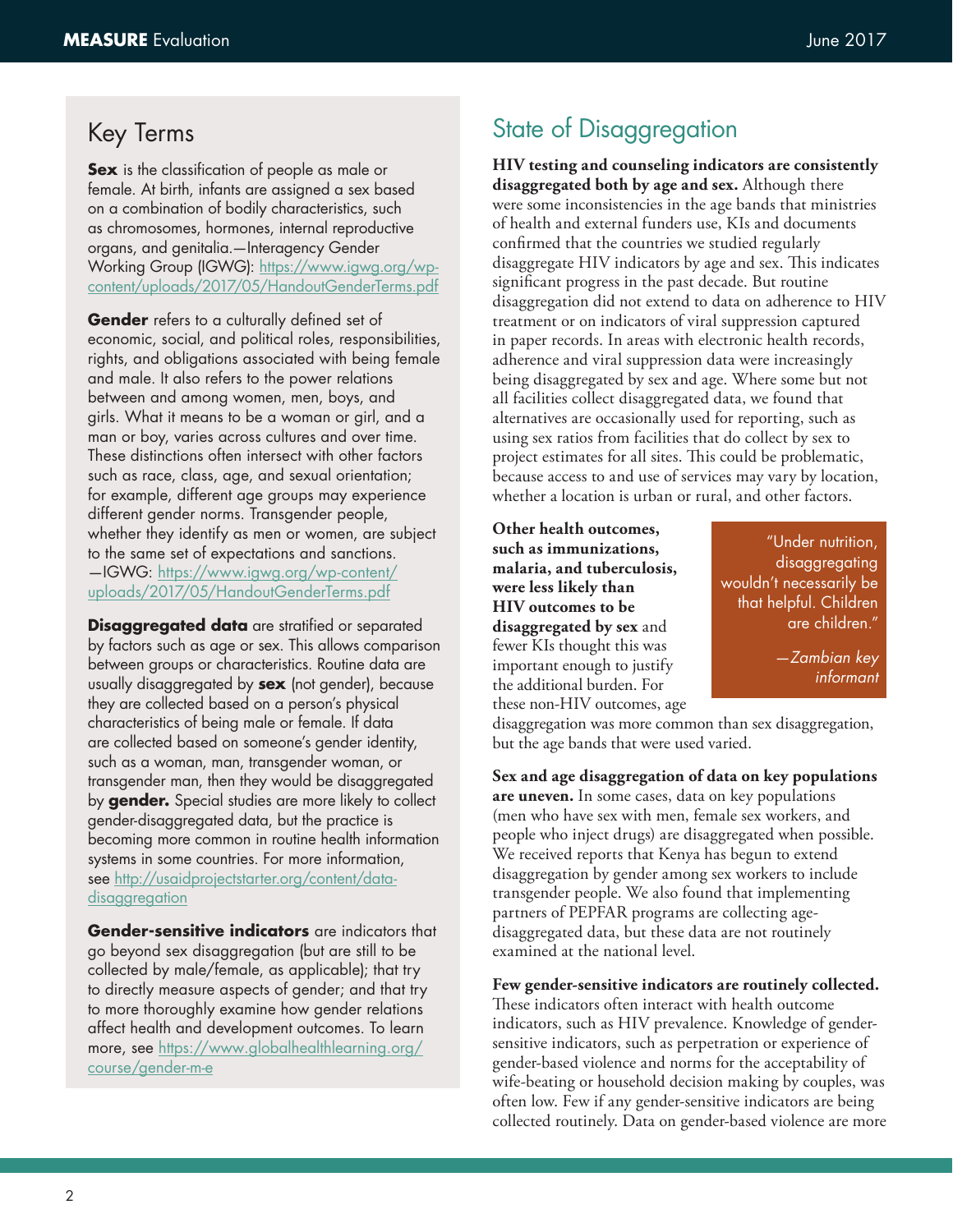## Key Terms

**Sex** is the classification of people as male or female. At birth, infants are assigned a sex based on a combination of bodily characteristics, such as chromosomes, hormones, internal reproductive organs, and genitalia.—Interagency Gender Working Group (IGWG): https://www.igwg.org/wp-content/uploads/2017/05/HandoutGenderTerms.pdf

**Gender** refers to a culturally defined set of economic, social, and political roles, responsibilities, rights, and obligations associated with being female and male. It also refers to the power relations between and among women, men, boys, and girls. What it means to be a woman or girl, and a man or boy, varies across cultures and over time. These distinctions often intersect with other factors such as race, class, age, and sexual orientation; for example, different age groups may experience different gender norms. Transgender people, whether they identify as men or women, are subject to the same set of expectations and sanctions. —IGWG: https://www.igwg.org/wp-content/uploads/2017/05/HandoutGenderTerms.pdf

**Disaggregated data** are stratified or separated by factors such as age or sex. This allows comparison between groups or characteristics. Routine data are usually disaggregated by **sex** (not gender), because they are collected based on a person's physical characteristics of being male or female. If data are collected based on someone's gender identity, such as a woman, man, transgender woman, or transgender man, then they would be disaggregated by **gender.** Special studies are more likely to collect gender-disaggregated data, but the practice is becoming more common in routine health information systems in some countries. For more information, see http://usaidprojectstarter.org/content/data-disaggregation

**Gender-sensitive indicators** are indicators that go beyond sex disaggregation (but are still to be collected by male/female, as applicable); that try to directly measure aspects of gender; and that try to more thoroughly examine how gender relations affect health and development outcomes. To learn more, see https://www.globalhealthlearning.org/course/gender-m-e

## State of Disaggregation

**HIV testing and counseling indicators are consistently disaggregated both by age and sex.** Although there were some inconsistencies in the age bands that ministries of health and external funders use, KIs and documents confirmed that the countries we studied regularly disaggregate HIV indicators by age and sex. This indicates significant progress in the past decade. But routine disaggregation did not extend to data on adherence to HIV treatment or on indicators of viral suppression captured in paper records. In areas with electronic health records, adherence and viral suppression data were increasingly being disaggregated by sex and age. Where some but not all facilities collect disaggregated data, we found that alternatives are occasionally used for reporting, such as using sex ratios from facilities that do collect by sex to project estimates for all sites. This could be problematic, because access to and use of services may vary by location, whether a location is urban or rural, and other factors.

> *"Under nutrition, disaggregating wouldn't necessarily be that helpful. Children are children."*
>
> *—Zambian key informant*

**Other health outcomes, such as immunizations, malaria, and tuberculosis, were less likely than HIV outcomes to be disaggregated by sex** and fewer KIs thought this was important enough to justify the additional burden. For these non-HIV outcomes, age disaggregation was more common than sex disaggregation, but the age bands that were used varied.

**Sex and age disaggregation of data on key populations are uneven.** In some cases, data on key populations (men who have sex with men, female sex workers, and people who inject drugs) are disaggregated when possible. We received reports that Kenya has begun to extend disaggregation by gender among sex workers to include transgender people. We also found that implementing partners of PEPFAR programs are collecting age-disaggregated data, but these data are not routinely examined at the national level.

**Few gender-sensitive indicators are routinely collected.** These indicators often interact with health outcome indicators, such as HIV prevalence. Knowledge of gender-sensitive indicators, such as perpetration or experience of gender-based violence and norms for the acceptability of wife-beating or household decision making by couples, was often low. Few if any gender-sensitive indicators are being collected routinely. Data on gender-based violence are more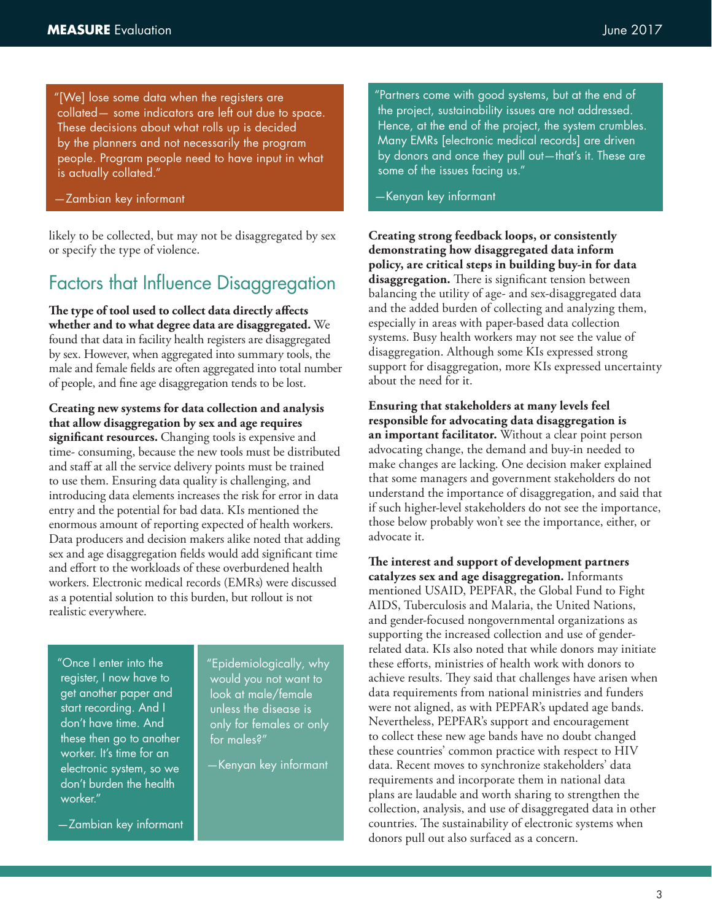> "[We] lose some data when the registers are collated— some indicators are left out due to space. These decisions about what rolls up is decided by the planners and not necessarily the program people. Program people need to have input in what is actually collated."
>
> —Zambian key informant

likely to be collected, but may not be disaggregated by sex or specify the type of violence.

## Factors that Influence Disaggregation

**The type of tool used to collect data directly affects whether and to what degree data are disaggregated.** We found that data in facility health registers are disaggregated by sex. However, when aggregated into summary tools, the male and female fields are often aggregated into total number of people, and fine age disaggregation tends to be lost.

**Creating new systems for data collection and analysis that allow disaggregation by sex and age requires significant resources.** Changing tools is expensive and time- consuming, because the new tools must be distributed and staff at all the service delivery points must be trained to use them. Ensuring data quality is challenging, and introducing data elements increases the risk for error in data entry and the potential for bad data. KIs mentioned the enormous amount of reporting expected of health workers. Data producers and decision makers alike noted that adding sex and age disaggregation fields would add significant time and effort to the workloads of these overburdened health workers. Electronic medical records (EMRs) were discussed as a potential solution to this burden, but rollout is not realistic everywhere.

> "Once I enter into the register, I now have to get another paper and start recording. And I don't have time. And these then go to another worker. It's time for an electronic system, so we don't burden the health worker."
>
> —Zambian key informant

> "Epidemiologically, why would you not want to look at male/female unless the disease is only for females or only for males?"
>
> —Kenyan key informant

> "Partners come with good systems, but at the end of the project, sustainability issues are not addressed. Hence, at the end of the project, the system crumbles. Many EMRs [electronic medical records] are driven by donors and once they pull out—that's it. These are some of the issues facing us."
>
> —Kenyan key informant

**Creating strong feedback loops, or consistently demonstrating how disaggregated data inform policy, are critical steps in building buy-in for data disaggregation.** There is significant tension between balancing the utility of age- and sex-disaggregated data and the added burden of collecting and analyzing them, especially in areas with paper-based data collection systems. Busy health workers may not see the value of disaggregation. Although some KIs expressed strong support for disaggregation, more KIs expressed uncertainty about the need for it.

**Ensuring that stakeholders at many levels feel responsible for advocating data disaggregation is an important facilitator.** Without a clear point person advocating change, the demand and buy-in needed to make changes are lacking. One decision maker explained that some managers and government stakeholders do not understand the importance of disaggregation, and said that if such higher-level stakeholders do not see the importance, those below probably won't see the importance, either, or advocate it.

**The interest and support of development partners catalyzes sex and age disaggregation.** Informants mentioned USAID, PEPFAR, the Global Fund to Fight AIDS, Tuberculosis and Malaria, the United Nations, and gender-focused nongovernmental organizations as supporting the increased collection and use of gender-related data. KIs also noted that while donors may initiate these efforts, ministries of health work with donors to achieve results. They said that challenges have arisen when data requirements from national ministries and funders were not aligned, as with PEPFAR's updated age bands. Nevertheless, PEPFAR's support and encouragement to collect these new age bands have no doubt changed these countries' common practice with respect to HIV data. Recent moves to synchronize stakeholders' data requirements and incorporate them in national data plans are laudable and worth sharing to strengthen the collection, analysis, and use of disaggregated data in other countries. The sustainability of electronic systems when donors pull out also surfaced as a concern.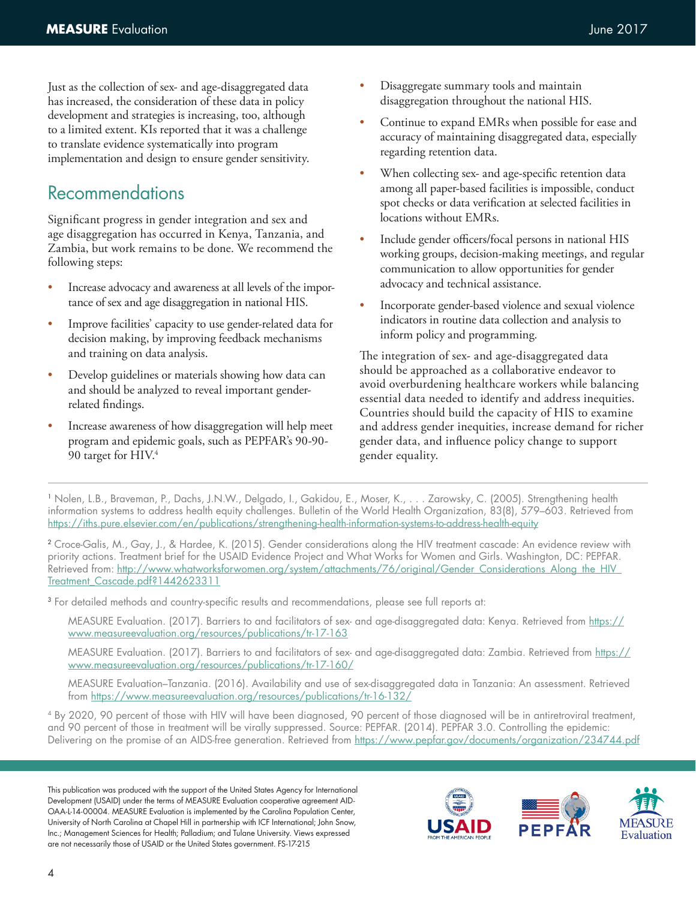Just as the collection of sex- and age-disaggregated data has increased, the consideration of these data in policy development and strategies is increasing, too, although to a limited extent. KIs reported that it was a challenge to translate evidence systematically into program implementation and design to ensure gender sensitivity.

## Recommendations

Significant progress in gender integration and sex and age disaggregation has occurred in Kenya, Tanzania, and Zambia, but work remains to be done. We recommend the following steps:

- Increase advocacy and awareness at all levels of the importance of sex and age disaggregation in national HIS.
- Improve facilities' capacity to use gender-related data for decision making, by improving feedback mechanisms and training on data analysis.
- Develop guidelines or materials showing how data can and should be analyzed to reveal important gender-related findings.
- Increase awareness of how disaggregation will help meet program and epidemic goals, such as PEPFAR's 90-90-90 target for HIV.[4]
- Disaggregate summary tools and maintain disaggregation throughout the national HIS.
- Continue to expand EMRs when possible for ease and accuracy of maintaining disaggregated data, especially regarding retention data.
- When collecting sex- and age-specific retention data among all paper-based facilities is impossible, conduct spot checks or data verification at selected facilities in locations without EMRs.
- Include gender officers/focal persons in national HIS working groups, decision-making meetings, and regular communication to allow opportunities for gender advocacy and technical assistance.
- Incorporate gender-based violence and sexual violence indicators in routine data collection and analysis to inform policy and programming.

The integration of sex- and age-disaggregated data should be approached as a collaborative endeavor to avoid overburdening healthcare workers while balancing essential data needed to identify and address inequities. Countries should build the capacity of HIS to examine and address gender inequities, increase demand for richer gender data, and influence policy change to support gender equality.

---

[1] Nolen, L.B., Braveman, P., Dachs, J.N.W., Delgado, I., Gakidou, E., Moser, K., . . . Zarowsky, C. (2005). Strengthening health information systems to address health equity challenges. Bulletin of the World Health Organization, 83(8), 579–603. Retrieved from https://iths.pure.elsevier.com/en/publications/strengthening-health-information-systems-to-address-health-equity

[2] Croce-Galis, M., Gay, J., & Hardee, K. (2015). Gender considerations along the HIV treatment cascade: An evidence review with priority actions. Treatment brief for the USAID Evidence Project and What Works for Women and Girls. Washington, DC: PEPFAR. Retrieved from: http://www.whatworksforwomen.org/system/attachments/76/original/Gender_Considerations_Along_the_HIV_Treatment_Cascade.pdf?1442623311

[3] For detailed methods and country-specific results and recommendations, please see full reports at:

MEASURE Evaluation. (2017). Barriers to and facilitators of sex- and age-disaggregated data: Kenya. Retrieved from https://www.measureevaluation.org/resources/publications/tr-17-163

MEASURE Evaluation. (2017). Barriers to and facilitators of sex- and age-disaggregated data: Zambia. Retrieved from https://www.measureevaluation.org/resources/publications/tr-17-160/

MEASURE Evaluation–Tanzania. (2016). Availability and use of sex-disaggregated data in Tanzania: An assessment. Retrieved from https://www.measureevaluation.org/resources/publications/tr-16-132/

[4] By 2020, 90 percent of those with HIV will have been diagnosed, 90 percent of those diagnosed will be in antiretroviral treatment, and 90 percent of those in treatment will be virally suppressed. Source: PEPFAR. (2014). PEPFAR 3.0. Controlling the epidemic: Delivering on the promise of an AIDS-free generation. Retrieved from https://www.pepfar.gov/documents/organization/234744.pdf

This publication was produced with the support of the United States Agency for International Development (USAID) under the terms of MEASURE Evaluation cooperative agreement AID-OAA-L-14-00004. MEASURE Evaluation is implemented by the Carolina Population Center, University of North Carolina at Chapel Hill in partnership with ICF International; John Snow, Inc.; Management Sciences for Health; Palladium; and Tulane University. Views expressed are not necessarily those of USAID or the United States government. FS-17-215